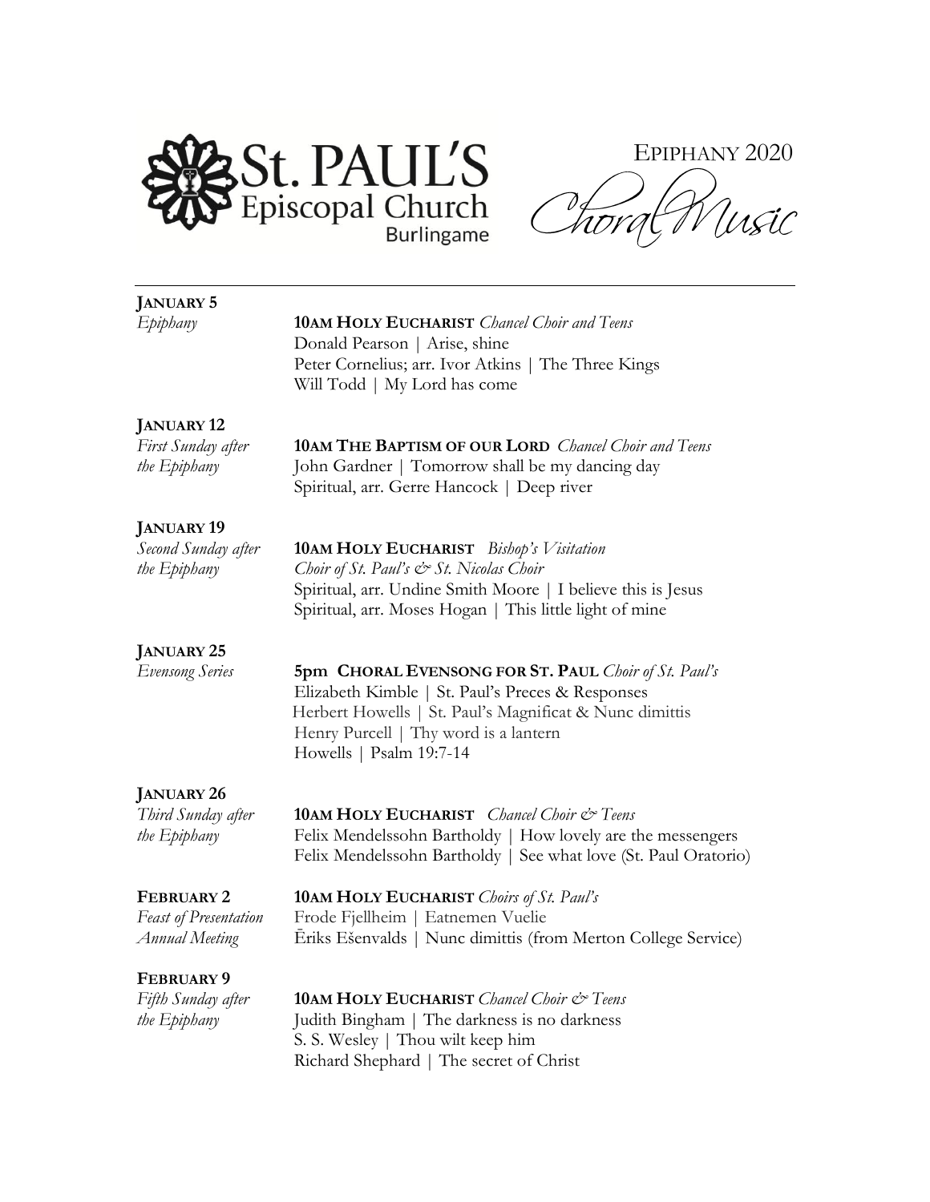St. PAUL'S Episcopal Church Burlingame

# EPIPHANY 2020 Choral Music

---

**JANUARY 5**
*Epiphany*

**10AM HOLY EUCHARIST** *Chancel Choir and Teens*
Donald Pearson | Arise, shine
Peter Cornelius; arr. Ivor Atkins | The Three Kings
Will Todd | My Lord has come

**JANUARY 12**
*First Sunday after the Epiphany*

**10AM THE BAPTISM OF OUR LORD** *Chancel Choir and Teens*
John Gardner | Tomorrow shall be my dancing day
Spiritual, arr. Gerre Hancock | Deep river

**JANUARY 19**
*Second Sunday after the Epiphany*

**10AM HOLY EUCHARIST** *Bishop's Visitation*
*Choir of St. Paul's & St. Nicolas Choir*
Spiritual, arr. Undine Smith Moore | I believe this is Jesus
Spiritual, arr. Moses Hogan | This little light of mine

**JANUARY 25**
*Evensong Series*

**5pm CHORAL EVENSONG FOR ST. PAUL** *Choir of St. Paul's*
Elizabeth Kimble | St. Paul's Preces & Responses
Herbert Howells | St. Paul's Magnificat & Nunc dimittis
Henry Purcell | Thy word is a lantern
Howells | Psalm 19:7-14

**JANUARY 26**
*Third Sunday after the Epiphany*

**10AM HOLY EUCHARIST** *Chancel Choir & Teens*
Felix Mendelssohn Bartholdy | How lovely are the messengers
Felix Mendelssohn Bartholdy | See what love (St. Paul Oratorio)

**FEBRUARY 2**
*Feast of Presentation*
*Annual Meeting*

**10AM HOLY EUCHARIST** *Choirs of St. Paul's*
Frode Fjellheim | Eatnemen Vuelie
Ēriks Ešenvalds | Nunc dimittis (from Merton College Service)

**FEBRUARY 9**
*Fifth Sunday after the Epiphany*

**10AM HOLY EUCHARIST** *Chancel Choir & Teens*
Judith Bingham | The darkness is no darkness
S. S. Wesley | Thou wilt keep him
Richard Shephard | The secret of Christ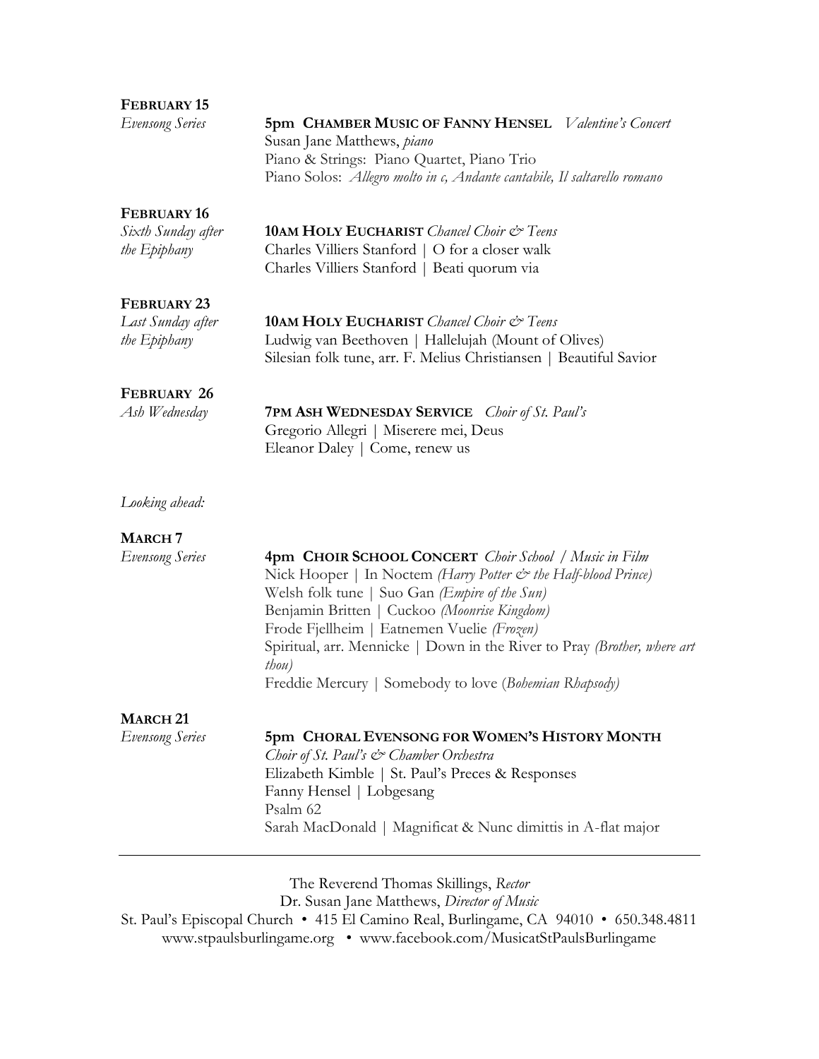**FEBRUARY 15**
*Evensong Series*

**5pm CHAMBER MUSIC OF FANNY HENSEL** *Valentine's Concert*
Susan Jane Matthews, *piano*
Piano & Strings: Piano Quartet, Piano Trio
Piano Solos: *Allegro molto in c, Andante cantabile, Il saltarello romano*

**FEBRUARY 16**
*Sixth Sunday after the Epiphany*

**10AM HOLY EUCHARIST** *Chancel Choir & Teens*
Charles Villiers Stanford | O for a closer walk
Charles Villiers Stanford | Beati quorum via

**FEBRUARY 23**
*Last Sunday after the Epiphany*

**10AM HOLY EUCHARIST** *Chancel Choir & Teens*
Ludwig van Beethoven | Hallelujah (Mount of Olives)
Silesian folk tune, arr. F. Melius Christiansen | Beautiful Savior

**FEBRUARY 26**
*Ash Wednesday*

**7PM ASH WEDNESDAY SERVICE** *Choir of St. Paul's*
Gregorio Allegri | Miserere mei, Deus
Eleanor Daley | Come, renew us

*Looking ahead:*

**MARCH 7**
*Evensong Series*

**4pm CHOIR SCHOOL CONCERT** *Choir School / Music in Film*
Nick Hooper | In Noctem *(Harry Potter & the Half-blood Prince)*
Welsh folk tune | Suo Gan *(Empire of the Sun)*
Benjamin Britten | Cuckoo *(Moonrise Kingdom)*
Frode Fjellheim | Eatnemen Vuelie *(Frozen)*
Spiritual, arr. Mennicke | Down in the River to Pray *(Brother, where art thou)*
Freddie Mercury | Somebody to love (*Bohemian Rhapsody)*

**MARCH 21**
*Evensong Series*

**5pm CHORAL EVENSONG FOR WOMEN'S HISTORY MONTH**
*Choir of St. Paul's & Chamber Orchestra*
Elizabeth Kimble | St. Paul's Preces & Responses
Fanny Hensel | Lobgesang
Psalm 62
Sarah MacDonald | Magnificat & Nunc dimittis in A-flat major

---

The Reverend Thomas Skillings, *Rector*
Dr. Susan Jane Matthews, *Director of Music*
St. Paul's Episcopal Church • 415 El Camino Real, Burlingame, CA 94010 • 650.348.4811
www.stpaulsburlingame.org • www.facebook.com/MusicatStPaulsBurlingame